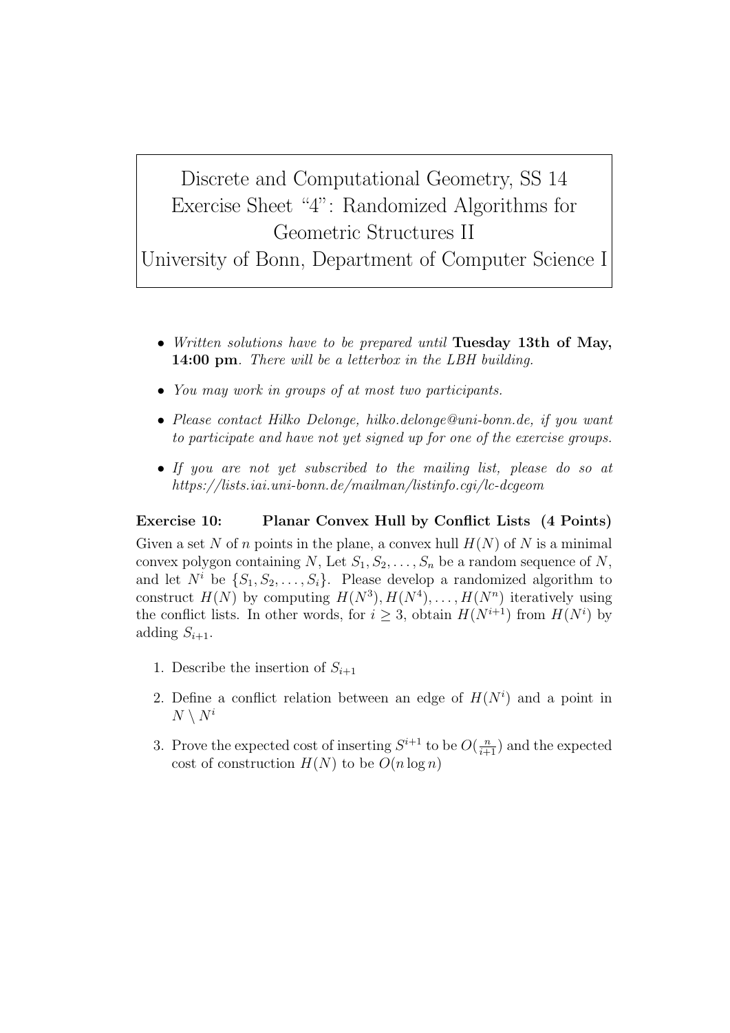# Discrete and Computational Geometry, SS 14
# Exercise Sheet "4": Randomized Algorithms for Geometric Structures II
# University of Bonn, Department of Computer Science I

- *Written solutions have to be prepared until* **Tuesday 13th of May, 14:00 pm**. *There will be a letterbox in the LBH building.*
- *You may work in groups of at most two participants.*
- *Please contact Hilko Delonge, hilko.delonge@uni-bonn.de, if you want to participate and have not yet signed up for one of the exercise groups.*
- *If you are not yet subscribed to the mailing list, please do so at https://lists.iai.uni-bonn.de/mailman/listinfo.cgi/lc-dcgeom*

**Exercise 10: Planar Convex Hull by Conflict Lists (4 Points)**

Given a set $N$ of $n$ points in the plane, a convex hull $H(N)$ of $N$ is a minimal convex polygon containing $N$, Let $S_1, S_2, \ldots, S_n$ be a random sequence of $N$, and let $N^i$ be $\{S_1, S_2, \ldots, S_i\}$. Please develop a randomized algorithm to construct $H(N)$ by computing $H(N^3), H(N^4), \ldots, H(N^n)$ iteratively using the conflict lists. In other words, for $i \geq 3$, obtain $H(N^{i+1})$ from $H(N^i)$ by adding $S_{i+1}$.

1. Describe the insertion of $S_{i+1}$
2. Define a conflict relation between an edge of $H(N^i)$ and a point in $N \setminus N^i$
3. Prove the expected cost of inserting $S^{i+1}$ to be $O(\frac{n}{i+1})$ and the expected cost of construction $H(N)$ to be $O(n \log n)$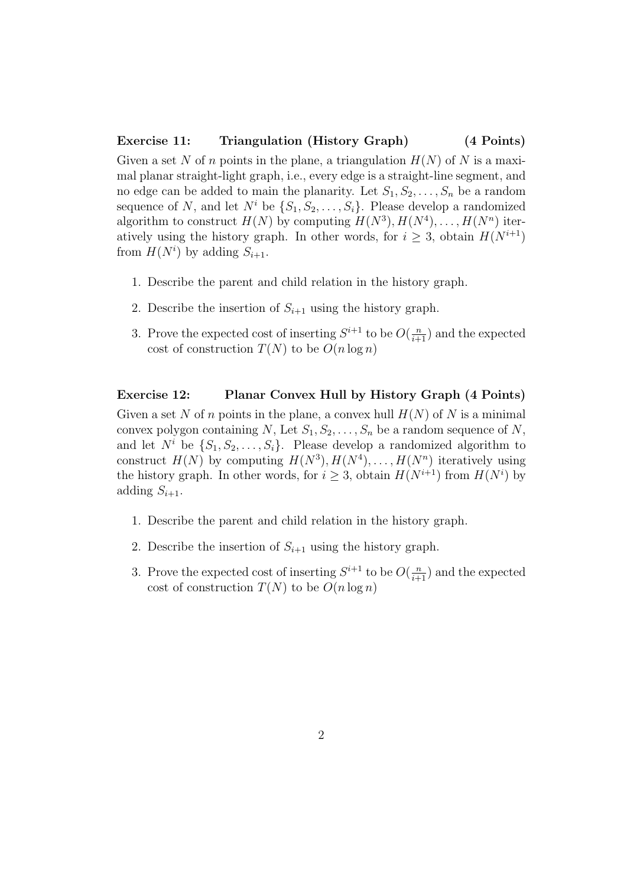**Exercise 11: Triangulation (History Graph) (4 Points)**

Given a set $N$ of $n$ points in the plane, a triangulation $H(N)$ of $N$ is a maximal planar straight-light graph, i.e., every edge is a straight-line segment, and no edge can be added to main the planarity. Let $S_1, S_2, \ldots, S_n$ be a random sequence of $N$, and let $N^i$ be $\{S_1, S_2, \ldots, S_i\}$. Please develop a randomized algorithm to construct $H(N)$ by computing $H(N^3), H(N^4), \ldots, H(N^n)$ iteratively using the history graph. In other words, for $i \geq 3$, obtain $H(N^{i+1})$ from $H(N^i)$ by adding $S_{i+1}$.

1. Describe the parent and child relation in the history graph.
2. Describe the insertion of $S_{i+1}$ using the history graph.
3. Prove the expected cost of inserting $S^{i+1}$ to be $O(\frac{n}{i+1})$ and the expected cost of construction $T(N)$ to be $O(n \log n)$

**Exercise 12: Planar Convex Hull by History Graph (4 Points)**

Given a set $N$ of $n$ points in the plane, a convex hull $H(N)$ of $N$ is a minimal convex polygon containing $N$, Let $S_1, S_2, \ldots, S_n$ be a random sequence of $N$, and let $N^i$ be $\{S_1, S_2, \ldots, S_i\}$. Please develop a randomized algorithm to construct $H(N)$ by computing $H(N^3), H(N^4), \ldots, H(N^n)$ iteratively using the history graph. In other words, for $i \geq 3$, obtain $H(N^{i+1})$ from $H(N^i)$ by adding $S_{i+1}$.

1. Describe the parent and child relation in the history graph.
2. Describe the insertion of $S_{i+1}$ using the history graph.
3. Prove the expected cost of inserting $S^{i+1}$ to be $O(\frac{n}{i+1})$ and the expected cost of construction $T(N)$ to be $O(n \log n)$